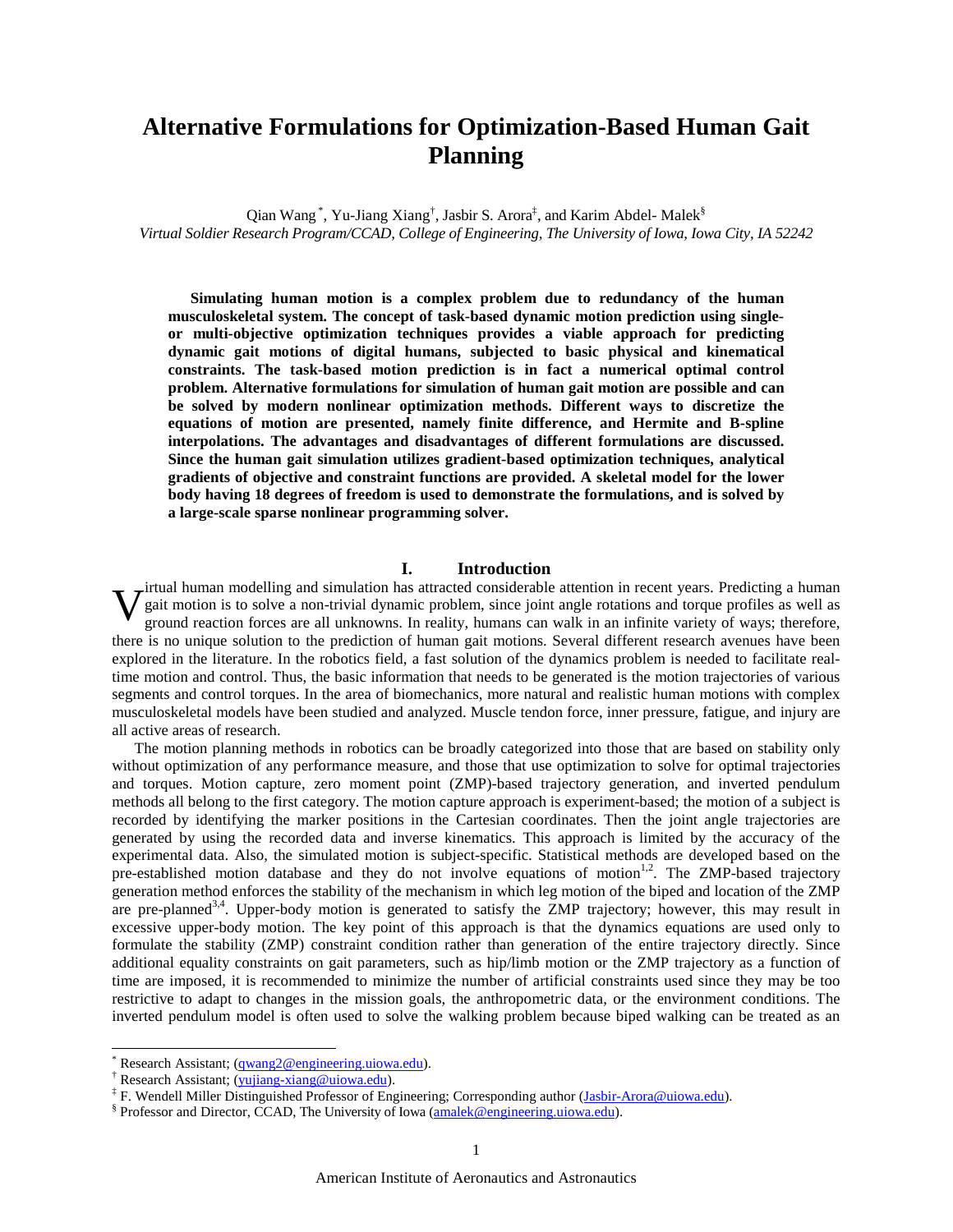# Alternative Formulations for Optimization-Based Human Gait Planning

Qian Wang[*], Yu-Jiang Xiang[†], Jasbir S. Arora[‡], and Karim Abdel- Malek[§]

*Virtual Soldier Research Program/CCAD, College of Engineering, The University of Iowa, Iowa City, IA 52242*

**Simulating human motion is a complex problem due to redundancy of the human musculoskeletal system. The concept of task-based dynamic motion prediction using single- or multi-objective optimization techniques provides a viable approach for predicting dynamic gait motions of digital humans, subjected to basic physical and kinematical constraints. The task-based motion prediction is in fact a numerical optimal control problem. Alternative formulations for simulation of human gait motion are possible and can be solved by modern nonlinear optimization methods. Different ways to discretize the equations of motion are presented, namely finite difference, and Hermite and B-spline interpolations. The advantages and disadvantages of different formulations are discussed. Since the human gait simulation utilizes gradient-based optimization techniques, analytical gradients of objective and constraint functions are provided. A skeletal model for the lower body having 18 degrees of freedom is used to demonstrate the formulations, and is solved by a large-scale sparse nonlinear programming solver.**

## I. Introduction

Virtual human modelling and simulation has attracted considerable attention in recent years. Predicting a human gait motion is to solve a non-trivial dynamic problem, since joint angle rotations and torque profiles as well as ground reaction forces are all unknowns. In reality, humans can walk in an infinite variety of ways; therefore, there is no unique solution to the prediction of human gait motions. Several different research avenues have been explored in the literature. In the robotics field, a fast solution of the dynamics problem is needed to facilitate real-time motion and control. Thus, the basic information that needs to be generated is the motion trajectories of various segments and control torques. In the area of biomechanics, more natural and realistic human motions with complex musculoskeletal models have been studied and analyzed. Muscle tendon force, inner pressure, fatigue, and injury are all active areas of research.

The motion planning methods in robotics can be broadly categorized into those that are based on stability only without optimization of any performance measure, and those that use optimization to solve for optimal trajectories and torques. Motion capture, zero moment point (ZMP)-based trajectory generation, and inverted pendulum methods all belong to the first category. The motion capture approach is experiment-based; the motion of a subject is recorded by identifying the marker positions in the Cartesian coordinates. Then the joint angle trajectories are generated by using the recorded data and inverse kinematics. This approach is limited by the accuracy of the experimental data. Also, the simulated motion is subject-specific. Statistical methods are developed based on the pre-established motion database and they do not involve equations of motion[1,2]. The ZMP-based trajectory generation method enforces the stability of the mechanism in which leg motion of the biped and location of the ZMP are pre-planned[3,4]. Upper-body motion is generated to satisfy the ZMP trajectory; however, this may result in excessive upper-body motion. The key point of this approach is that the dynamics equations are used only to formulate the stability (ZMP) constraint condition rather than generation of the entire trajectory directly. Since additional equality constraints on gait parameters, such as hip/limb motion or the ZMP trajectory as a function of time are imposed, it is recommended to minimize the number of artificial constraints used since they may be too restrictive to adapt to changes in the mission goals, the anthropometric data, or the environment conditions. The inverted pendulum model is often used to solve the walking problem because biped walking can be treated as an

---

[*] Research Assistant; (qwang2@engineering.uiowa.edu).

[†] Research Assistant; (yujiang-xiang@uiowa.edu).

[‡] F. Wendell Miller Distinguished Professor of Engineering; Corresponding author (Jasbir-Arora@uiowa.edu).

[§] Professor and Director, CCAD, The University of Iowa (amalek@engineering.uiowa.edu).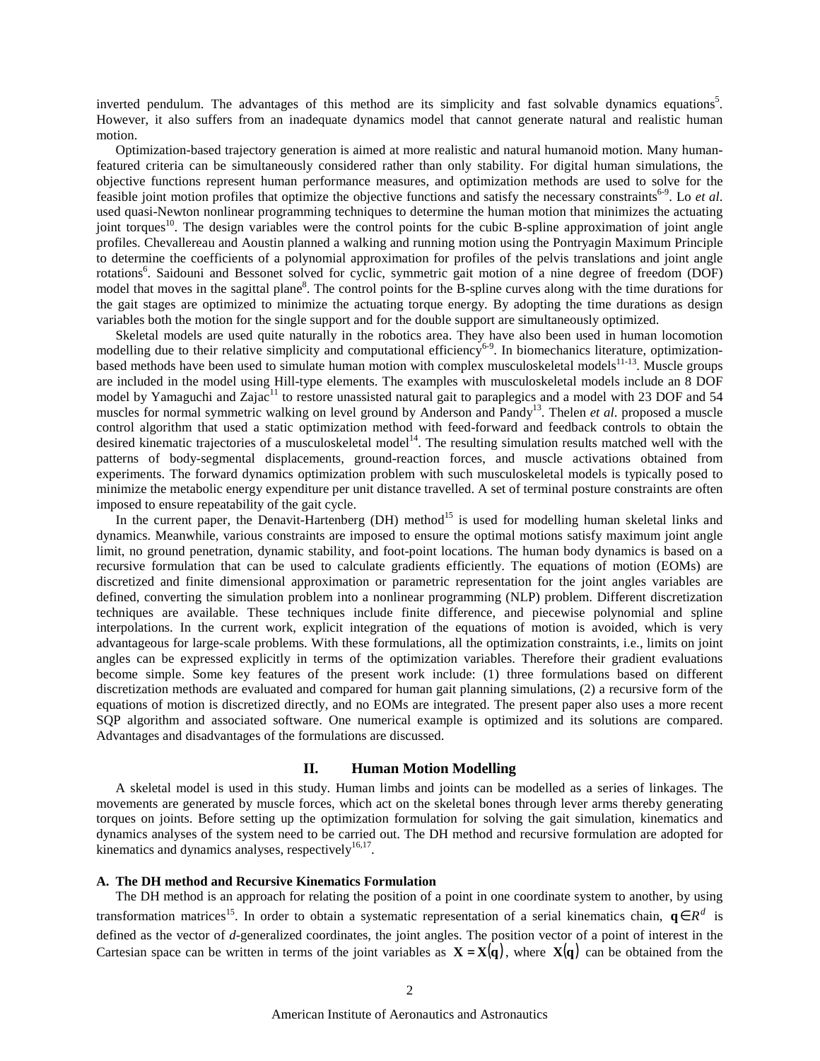inverted pendulum. The advantages of this method are its simplicity and fast solvable dynamics equations[5]. However, it also suffers from an inadequate dynamics model that cannot generate natural and realistic human motion.

Optimization-based trajectory generation is aimed at more realistic and natural humanoid motion. Many human-featured criteria can be simultaneously considered rather than only stability. For digital human simulations, the objective functions represent human performance measures, and optimization methods are used to solve for the feasible joint motion profiles that optimize the objective functions and satisfy the necessary constraints[6-9]. Lo *et al*. used quasi-Newton nonlinear programming techniques to determine the human motion that minimizes the actuating joint torques[10]. The design variables were the control points for the cubic B-spline approximation of joint angle profiles. Chevallereau and Aoustin planned a walking and running motion using the Pontryagin Maximum Principle to determine the coefficients of a polynomial approximation for profiles of the pelvis translations and joint angle rotations[6]. Saidouni and Bessonet solved for cyclic, symmetric gait motion of a nine degree of freedom (DOF) model that moves in the sagittal plane[8]. The control points for the B-spline curves along with the time durations for the gait stages are optimized to minimize the actuating torque energy. By adopting the time durations as design variables both the motion for the single support and for the double support are simultaneously optimized.

Skeletal models are used quite naturally in the robotics area. They have also been used in human locomotion modelling due to their relative simplicity and computational efficiency[6-9]. In biomechanics literature, optimization-based methods have been used to simulate human motion with complex musculoskeletal models[11-13]. Muscle groups are included in the model using Hill-type elements. The examples with musculoskeletal models include an 8 DOF model by Yamaguchi and Zajac[11] to restore unassisted natural gait to paraplegics and a model with 23 DOF and 54 muscles for normal symmetric walking on level ground by Anderson and Pandy[13]. Thelen *et al*. proposed a muscle control algorithm that used a static optimization method with feed-forward and feedback controls to obtain the desired kinematic trajectories of a musculoskeletal model[14]. The resulting simulation results matched well with the patterns of body-segmental displacements, ground-reaction forces, and muscle activations obtained from experiments. The forward dynamics optimization problem with such musculoskeletal models is typically posed to minimize the metabolic energy expenditure per unit distance travelled. A set of terminal posture constraints are often imposed to ensure repeatability of the gait cycle.

In the current paper, the Denavit-Hartenberg (DH) method[15] is used for modelling human skeletal links and dynamics. Meanwhile, various constraints are imposed to ensure the optimal motions satisfy maximum joint angle limit, no ground penetration, dynamic stability, and foot-point locations. The human body dynamics is based on a recursive formulation that can be used to calculate gradients efficiently. The equations of motion (EOMs) are discretized and finite dimensional approximation or parametric representation for the joint angles variables are defined, converting the simulation problem into a nonlinear programming (NLP) problem. Different discretization techniques are available. These techniques include finite difference, and piecewise polynomial and spline interpolations. In the current work, explicit integration of the equations of motion is avoided, which is very advantageous for large-scale problems. With these formulations, all the optimization constraints, i.e., limits on joint angles can be expressed explicitly in terms of the optimization variables. Therefore their gradient evaluations become simple. Some key features of the present work include: (1) three formulations based on different discretization methods are evaluated and compared for human gait planning simulations, (2) a recursive form of the equations of motion is discretized directly, and no EOMs are integrated. The present paper also uses a more recent SQP algorithm and associated software. One numerical example is optimized and its solutions are compared. Advantages and disadvantages of the formulations are discussed.

## II. Human Motion Modelling

A skeletal model is used in this study. Human limbs and joints can be modelled as a series of linkages. The movements are generated by muscle forces, which act on the skeletal bones through lever arms thereby generating torques on joints. Before setting up the optimization formulation for solving the gait simulation, kinematics and dynamics analyses of the system need to be carried out. The DH method and recursive formulation are adopted for kinematics and dynamics analyses, respectively[16,17].

### A. The DH method and Recursive Kinematics Formulation

The DH method is an approach for relating the position of a point in one coordinate system to another, by using transformation matrices[15]. In order to obtain a systematic representation of a serial kinematics chain, $\mathbf{q} \in R^d$ is defined as the vector of *d*-generalized coordinates, the joint angles. The position vector of a point of interest in the Cartesian space can be written in terms of the joint variables as $\mathbf{X} = \mathbf{X}(\mathbf{q})$, where $\mathbf{X}(\mathbf{q})$ can be obtained from the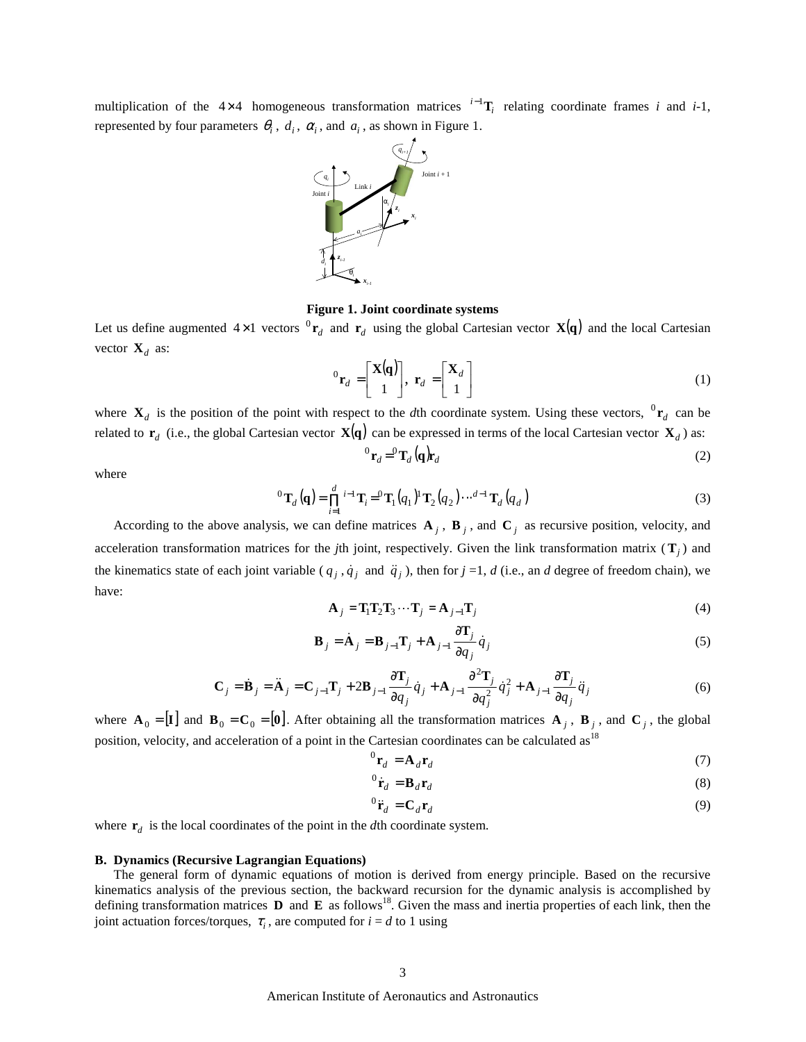multiplication of the $4 \times 4$ homogeneous transformation matrices ${}^{i-1}\mathbf{T}_i$ relating coordinate frames $i$ and $i$-1, represented by four parameters $\theta_i$, $d_i$, $\alpha_i$, and $a_i$, as shown in Figure 1.

**Figure 1. Joint coordinate systems**

Let us define augmented $4 \times 1$ vectors ${}^0\mathbf{r}_d$ and $\mathbf{r}_d$ using the global Cartesian vector $\mathbf{X}(\mathbf{q})$ and the local Cartesian vector $\mathbf{X}_d$ as:

$$
{}^0\mathbf{r}_d = \begin{bmatrix} \mathbf{X}(\mathbf{q}) \\ 1 \end{bmatrix}, \ \mathbf{r}_d = \begin{bmatrix} \mathbf{X}_d \\ 1 \end{bmatrix} \tag{1}
$$

where $\mathbf{X}_d$ is the position of the point with respect to the $d$th coordinate system. Using these vectors, ${}^0\mathbf{r}_d$ can be related to $\mathbf{r}_d$ (i.e., the global Cartesian vector $\mathbf{X}(\mathbf{q})$ can be expressed in terms of the local Cartesian vector $\mathbf{X}_d$) as:

$$
{}^0\mathbf{r}_d = {}^0\mathbf{T}_d(\mathbf{q})\mathbf{r}_d \tag{2}
$$

where

$$
{}^0\mathbf{T}_d(\mathbf{q}) = \prod_{i=1}^{d} {}^{i-1}\mathbf{T}_i = {}^0\mathbf{T}_1(q_1)\,{}^1\mathbf{T}_2(q_2)\cdots{}^{d-1}\mathbf{T}_d(q_d) \tag{3}
$$

According to the above analysis, we can define matrices $\mathbf{A}_j$, $\mathbf{B}_j$, and $\mathbf{C}_j$ as recursive position, velocity, and acceleration transformation matrices for the $j$th joint, respectively. Given the link transformation matrix ($\mathbf{T}_j$) and the kinematics state of each joint variable ($q_j$, $\dot{q}_j$ and $\ddot{q}_j$), then for $j$ =1, $d$ (i.e., an $d$ degree of freedom chain), we have:

$$
\mathbf{A}_j = \mathbf{T}_1\mathbf{T}_2\mathbf{T}_3\cdots\mathbf{T}_j = \mathbf{A}_{j-1}\mathbf{T}_j \tag{4}
$$

$$
\mathbf{B}_j = \dot{\mathbf{A}}_j = \mathbf{B}_{j-1}\mathbf{T}_j + \mathbf{A}_{j-1}\frac{\partial \mathbf{T}_j}{\partial q_j}\dot{q}_j \tag{5}
$$

$$
\mathbf{C}_j = \dot{\mathbf{B}}_j = \ddot{\mathbf{A}}_j = \mathbf{C}_{j-1}\mathbf{T}_j + 2\mathbf{B}_{j-1}\frac{\partial \mathbf{T}_j}{\partial q_j}\dot{q}_j + \mathbf{A}_{j-1}\frac{\partial^2 \mathbf{T}_j}{\partial q_j^2}\dot{q}_j^2 + \mathbf{A}_{j-1}\frac{\partial \mathbf{T}_j}{\partial q_j}\ddot{q}_j \tag{6}
$$

where $\mathbf{A}_0 = [\mathbf{I}]$ and $\mathbf{B}_0 = \mathbf{C}_0 = [\mathbf{0}]$. After obtaining all the transformation matrices $\mathbf{A}_j$, $\mathbf{B}_j$, and $\mathbf{C}_j$, the global position, velocity, and acceleration of a point in the Cartesian coordinates can be calculated as[18]

$$
{}^0\mathbf{r}_d = \mathbf{A}_d\mathbf{r}_d \tag{7}
$$

$$
{}^0\dot{\mathbf{r}}_d = \mathbf{B}_d\mathbf{r}_d \tag{8}
$$

$$
{}^0\ddot{\mathbf{r}}_d = \mathbf{C}_d\mathbf{r}_d \tag{9}
$$

where $\mathbf{r}_d$ is the local coordinates of the point in the $d$th coordinate system.

### B. Dynamics (Recursive Lagrangian Equations)

The general form of dynamic equations of motion is derived from energy principle. Based on the recursive kinematics analysis of the previous section, the backward recursion for the dynamic analysis is accomplished by defining transformation matrices $\mathbf{D}$ and $\mathbf{E}$ as follows[18]. Given the mass and inertia properties of each link, then the joint actuation forces/torques, $\tau_i$, are computed for $i = d$ to 1 using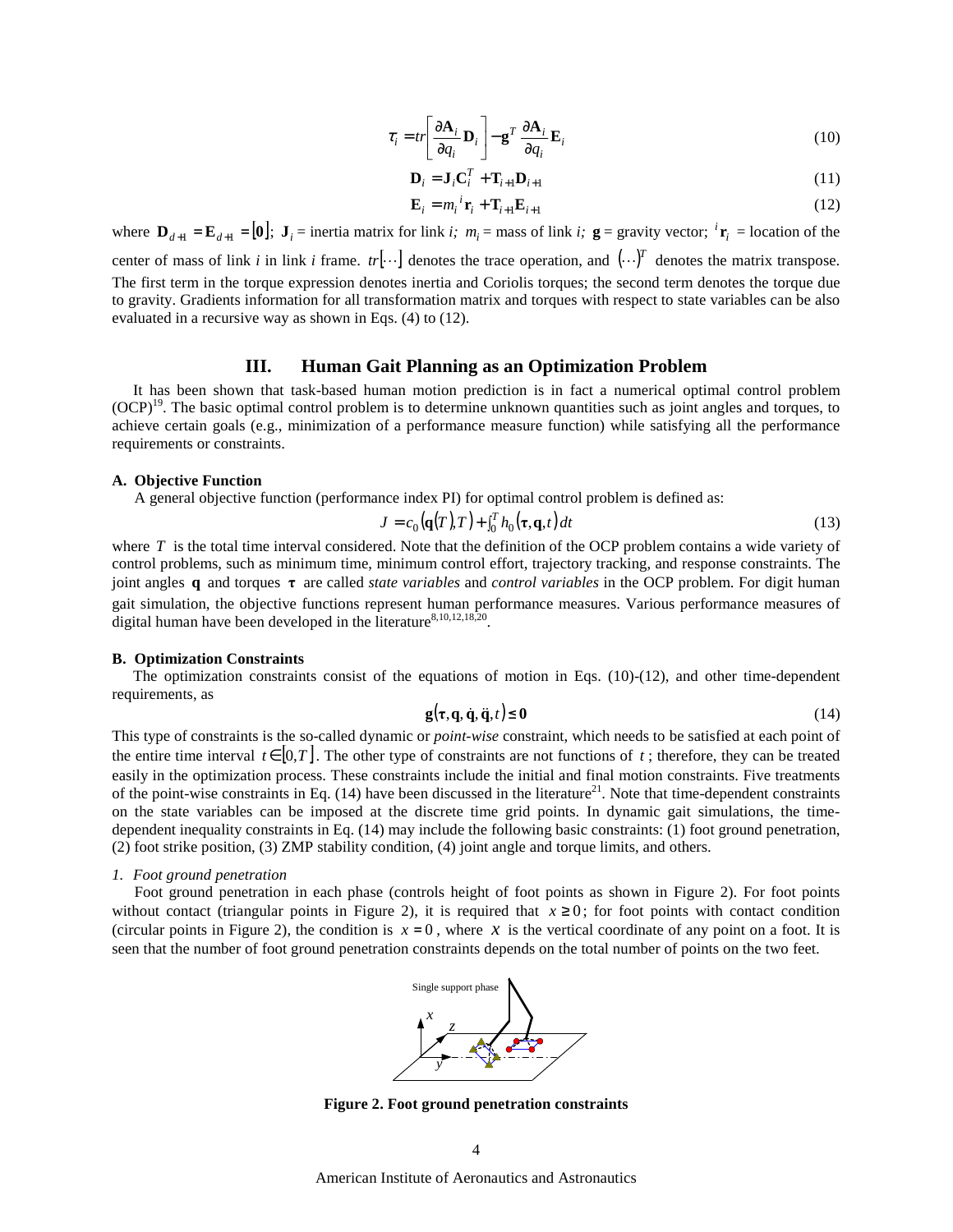$$\tau_i = tr\left[\frac{\partial \mathbf{A}_i}{\partial q_i}\mathbf{D}_i\right] - \mathbf{g}^T \frac{\partial \mathbf{A}_i}{\partial q_i}\mathbf{E}_i \tag{10}$$

$$\mathbf{D}_i = \mathbf{J}_i \mathbf{C}_i^T + \mathbf{T}_{i+1}\mathbf{D}_{i+1} \tag{11}$$

$$\mathbf{E}_i = m_i\,{}^i\mathbf{r}_i + \mathbf{T}_{i+1}\mathbf{E}_{i+1} \tag{12}$$

where $\mathbf{D}_{d+1} = \mathbf{E}_{d+1} = [\mathbf{0}]$; $\mathbf{J}_i$ = inertia matrix for link *i;* $m_i$ = mass of link *i;* $\mathbf{g}$ = gravity vector; ${}^i\mathbf{r}_i$ = location of the center of mass of link *i* in link *i* frame. $tr[\cdots]$ denotes the trace operation, and $(\cdots)^T$ denotes the matrix transpose. The first term in the torque expression denotes inertia and Coriolis torques; the second term denotes the torque due to gravity. Gradients information for all transformation matrix and torques with respect to state variables can be also evaluated in a recursive way as shown in Eqs. (4) to (12).

## III. Human Gait Planning as an Optimization Problem

It has been shown that task-based human motion prediction is in fact a numerical optimal control problem (OCP)[19]. The basic optimal control problem is to determine unknown quantities such as joint angles and torques, to achieve certain goals (e.g., minimization of a performance measure function) while satisfying all the performance requirements or constraints.

### A. Objective Function

A general objective function (performance index PI) for optimal control problem is defined as:

$$J = c_0(\mathbf{q}(T), T) + \int_0^T h_0(\boldsymbol{\tau}, \mathbf{q}, t)\,dt \tag{13}$$

where $T$ is the total time interval considered. Note that the definition of the OCP problem contains a wide variety of control problems, such as minimum time, minimum control effort, trajectory tracking, and response constraints. The joint angles $\mathbf{q}$ and torques $\boldsymbol{\tau}$ are called *state variables* and *control variables* in the OCP problem. For digit human gait simulation, the objective functions represent human performance measures. Various performance measures of digital human have been developed in the literature[8,10,12,18,20].

### B. Optimization Constraints

The optimization constraints consist of the equations of motion in Eqs. (10)-(12), and other time-dependent requirements, as

$$\mathbf{g}(\boldsymbol{\tau}, \mathbf{q}, \dot{\mathbf{q}}, \ddot{\mathbf{q}}, t) \le \mathbf{0} \tag{14}$$

This type of constraints is the so-called dynamic or *point-wise* constraint, which needs to be satisfied at each point of the entire time interval $t \in [0, T]$. The other type of constraints are not functions of $t$; therefore, they can be treated easily in the optimization process. These constraints include the initial and final motion constraints. Five treatments of the point-wise constraints in Eq. (14) have been discussed in the literature[21]. Note that time-dependent constraints on the state variables can be imposed at the discrete time grid points. In dynamic gait simulations, the time-dependent inequality constraints in Eq. (14) may include the following basic constraints: (1) foot ground penetration, (2) foot strike position, (3) ZMP stability condition, (4) joint angle and torque limits, and others.

#### *1. Foot ground penetration*

Foot ground penetration in each phase (controls height of foot points as shown in Figure 2). For foot points without contact (triangular points in Figure 2), it is required that $x \ge 0$; for foot points with contact condition (circular points in Figure 2), the condition is $x = 0$, where $x$ is the vertical coordinate of any point on a foot. It is seen that the number of foot ground penetration constraints depends on the total number of points on the two feet.

**Figure 2. Foot ground penetration constraints**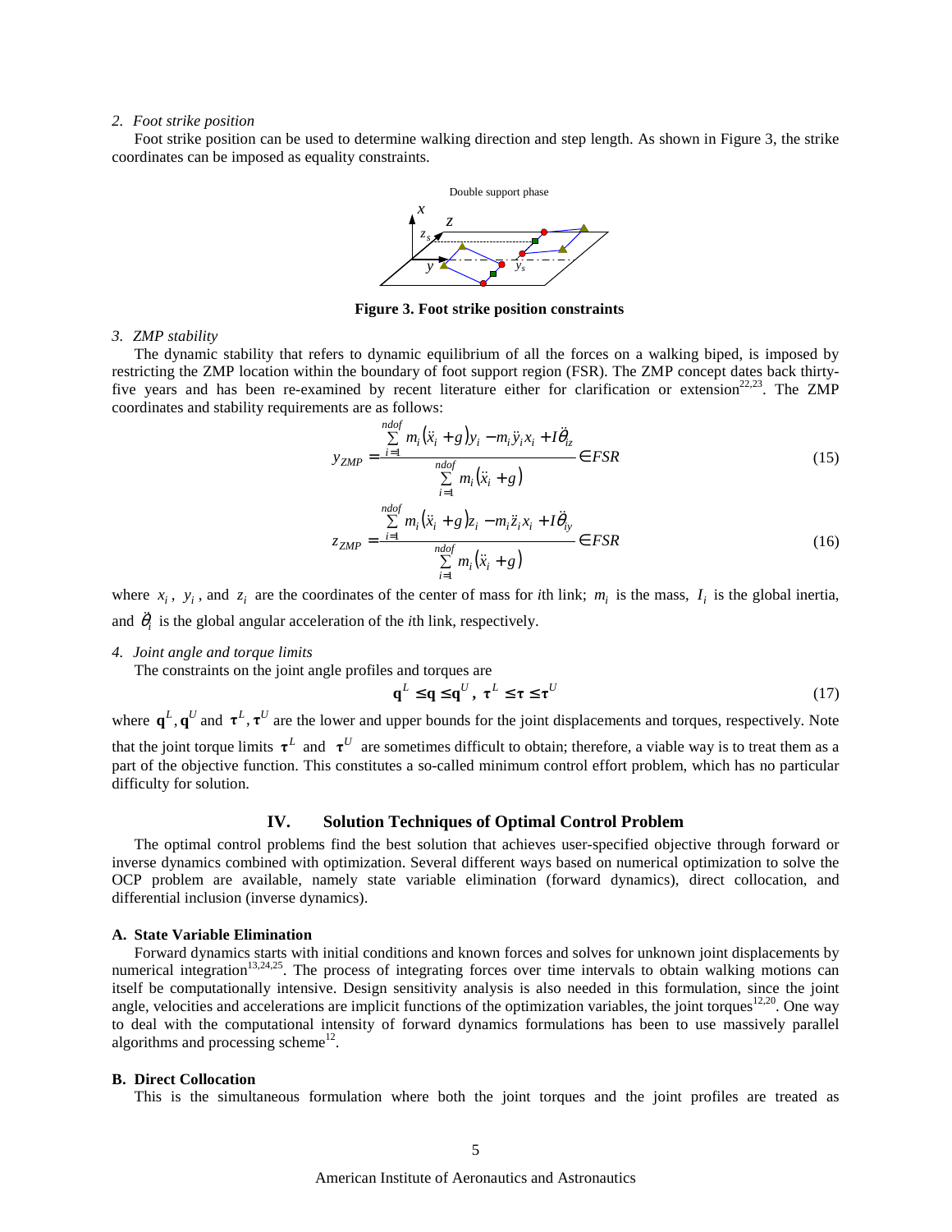*2. Foot strike position*

Foot strike position can be used to determine walking direction and step length. As shown in Figure 3, the strike coordinates can be imposed as equality constraints.

**Figure 3. Foot strike position constraints**

*3. ZMP stability*

The dynamic stability that refers to dynamic equilibrium of all the forces on a walking biped, is imposed by restricting the ZMP location within the boundary of foot support region (FSR). The ZMP concept dates back thirty-five years and has been re-examined by recent literature either for clarification or extension[22,23]. The ZMP coordinates and stability requirements are as follows:

$$y_{ZMP} = \frac{\sum_{i=1}^{ndof} m_i(\ddot{x}_i + g)y_i - m_i\ddot{y}_i x_i + I\ddot{\theta}_{iz}}{\sum_{i=1}^{ndof} m_i(\ddot{x}_i + g)} \in FSR \tag{15}$$

$$z_{ZMP} = \frac{\sum_{i=1}^{ndof} m_i(\ddot{x}_i + g)z_i - m_i\ddot{z}_i x_i + I\ddot{\theta}_{iy}}{\sum_{i=1}^{ndof} m_i(\ddot{x}_i + g)} \in FSR \tag{16}$$

where $x_i$, $y_i$, and $z_i$ are the coordinates of the center of mass for *i*th link; $m_i$ is the mass, $I_i$ is the global inertia, and $\ddot{\theta}_i$ is the global angular acceleration of the *i*th link, respectively.

*4. Joint angle and torque limits*

The constraints on the joint angle profiles and torques are

$$\mathbf{q}^L \leq \mathbf{q} \leq \mathbf{q}^U, \ \boldsymbol{\tau}^L \leq \boldsymbol{\tau} \leq \boldsymbol{\tau}^U \tag{17}$$

where $\mathbf{q}^L, \mathbf{q}^U$ and $\boldsymbol{\tau}^L, \boldsymbol{\tau}^U$ are the lower and upper bounds for the joint displacements and torques, respectively. Note that the joint torque limits $\boldsymbol{\tau}^L$ and $\boldsymbol{\tau}^U$ are sometimes difficult to obtain; therefore, a viable way is to treat them as a part of the objective function. This constitutes a so-called minimum control effort problem, which has no particular difficulty for solution.

## IV. Solution Techniques of Optimal Control Problem

The optimal control problems find the best solution that achieves user-specified objective through forward or inverse dynamics combined with optimization. Several different ways based on numerical optimization to solve the OCP problem are available, namely state variable elimination (forward dynamics), direct collocation, and differential inclusion (inverse dynamics).

### A. State Variable Elimination

Forward dynamics starts with initial conditions and known forces and solves for unknown joint displacements by numerical integration[13,24,25]. The process of integrating forces over time intervals to obtain walking motions can itself be computationally intensive. Design sensitivity analysis is also needed in this formulation, since the joint angle, velocities and accelerations are implicit functions of the optimization variables, the joint torques[12,20]. One way to deal with the computational intensity of forward dynamics formulations has been to use massively parallel algorithms and processing scheme[12].

### B. Direct Collocation

This is the simultaneous formulation where both the joint torques and the joint profiles are treated as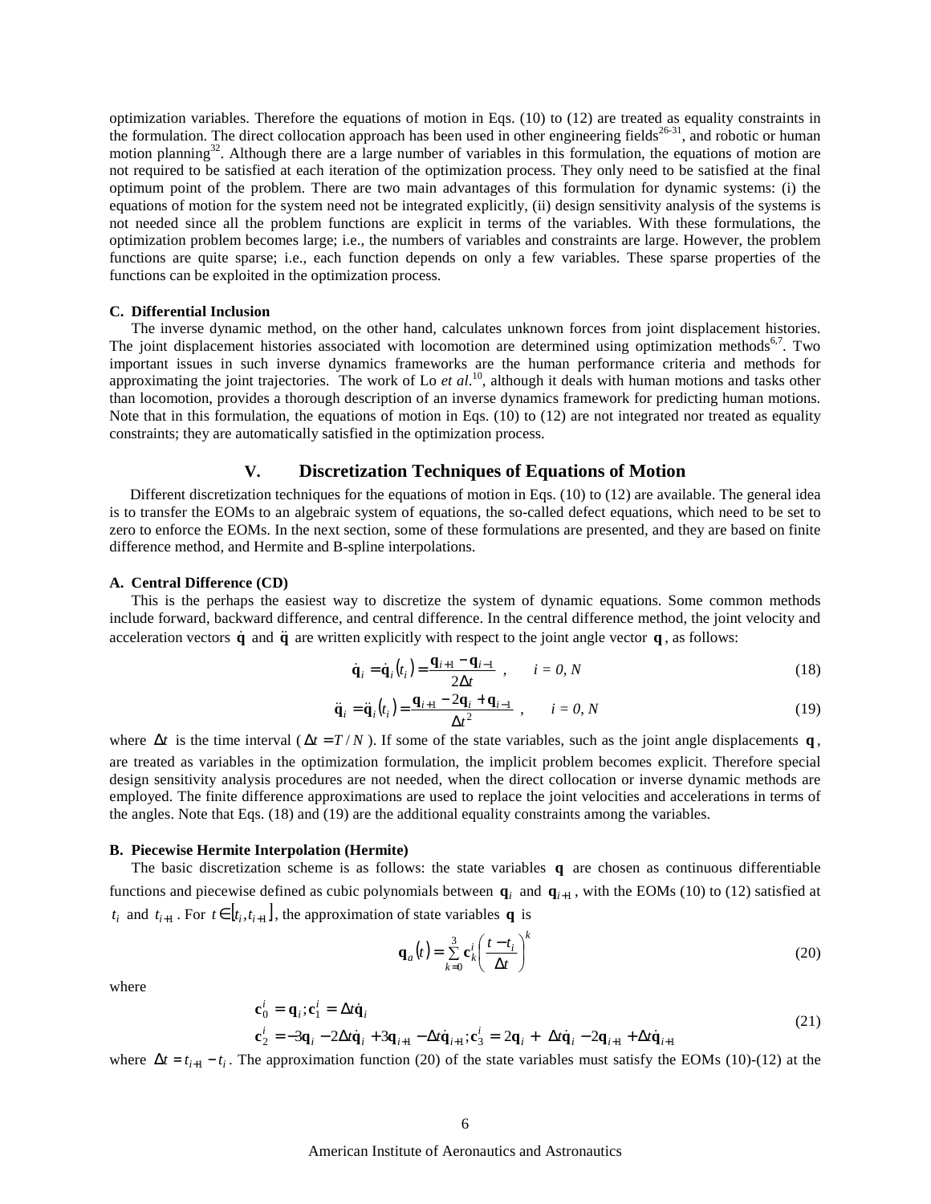optimization variables. Therefore the equations of motion in Eqs. (10) to (12) are treated as equality constraints in the formulation. The direct collocation approach has been used in other engineering fields[26-31], and robotic or human motion planning[32]. Although there are a large number of variables in this formulation, the equations of motion are not required to be satisfied at each iteration of the optimization process. They only need to be satisfied at the final optimum point of the problem. There are two main advantages of this formulation for dynamic systems: (i) the equations of motion for the system need not be integrated explicitly, (ii) design sensitivity analysis of the systems is not needed since all the problem functions are explicit in terms of the variables. With these formulations, the optimization problem becomes large; i.e., the numbers of variables and constraints are large. However, the problem functions are quite sparse; i.e., each function depends on only a few variables. These sparse properties of the functions can be exploited in the optimization process.

### C. Differential Inclusion

The inverse dynamic method, on the other hand, calculates unknown forces from joint displacement histories. The joint displacement histories associated with locomotion are determined using optimization methods[6,7]. Two important issues in such inverse dynamics frameworks are the human performance criteria and methods for approximating the joint trajectories. The work of Lo *et al.*[10], although it deals with human motions and tasks other than locomotion, provides a thorough description of an inverse dynamics framework for predicting human motions. Note that in this formulation, the equations of motion in Eqs. (10) to (12) are not integrated nor treated as equality constraints; they are automatically satisfied in the optimization process.

## V. Discretization Techniques of Equations of Motion

Different discretization techniques for the equations of motion in Eqs. (10) to (12) are available. The general idea is to transfer the EOMs to an algebraic system of equations, the so-called defect equations, which need to be set to zero to enforce the EOMs. In the next section, some of these formulations are presented, and they are based on finite difference method, and Hermite and B-spline interpolations.

### A. Central Difference (CD)

This is the perhaps the easiest way to discretize the system of dynamic equations. Some common methods include forward, backward difference, and central difference. In the central difference method, the joint velocity and acceleration vectors $\dot{\mathbf{q}}$ and $\ddot{\mathbf{q}}$ are written explicitly with respect to the joint angle vector $\mathbf{q}$, as follows:

$$\dot{\mathbf{q}}_i = \dot{\mathbf{q}}_i(t_i) = \frac{\mathbf{q}_{i+1} - \mathbf{q}_{i-1}}{2\Delta t}, \qquad i = 0, N \tag{18}$$

$$\ddot{\mathbf{q}}_i = \ddot{\mathbf{q}}_i(t_i) = \frac{\mathbf{q}_{i+1} - 2\mathbf{q}_i + \mathbf{q}_{i-1}}{\Delta t^2}, \qquad i = 0, N \tag{19}$$

where $\Delta t$ is the time interval ($\Delta t = T/N$). If some of the state variables, such as the joint angle displacements $\mathbf{q}$, are treated as variables in the optimization formulation, the implicit problem becomes explicit. Therefore special design sensitivity analysis procedures are not needed, when the direct collocation or inverse dynamic methods are employed. The finite difference approximations are used to replace the joint velocities and accelerations in terms of the angles. Note that Eqs. (18) and (19) are the additional equality constraints among the variables.

### B. Piecewise Hermite Interpolation (Hermite)

The basic discretization scheme is as follows: the state variables $\mathbf{q}$ are chosen as continuous differentiable functions and piecewise defined as cubic polynomials between $\mathbf{q}_i$ and $\mathbf{q}_{i+1}$, with the EOMs (10) to (12) satisfied at $t_i$ and $t_{i+1}$. For $t \in [t_i, t_{i+1}]$, the approximation of state variables $\mathbf{q}$ is

$$\mathbf{q}_a(t) = \sum_{k=0}^{3} \mathbf{c}_k^i \left( \frac{t - t_i}{\Delta t} \right)^k \tag{20}$$

where

$$\begin{aligned} &\mathbf{c}_0^i = \mathbf{q}_i; \mathbf{c}_1^i = \Delta t \dot{\mathbf{q}}_i \\ &\mathbf{c}_2^i = -3\mathbf{q}_i - 2\Delta t \dot{\mathbf{q}}_i + 3\mathbf{q}_{i+1} - \Delta t \dot{\mathbf{q}}_{i+1}; \mathbf{c}_3^i = 2\mathbf{q}_i + \Delta t \dot{\mathbf{q}}_i - 2\mathbf{q}_{i+1} + \Delta t \dot{\mathbf{q}}_{i+1} \end{aligned} \tag{21}$$

where $\Delta t = t_{i+1} - t_i$. The approximation function (20) of the state variables must satisfy the EOMs (10)-(12) at the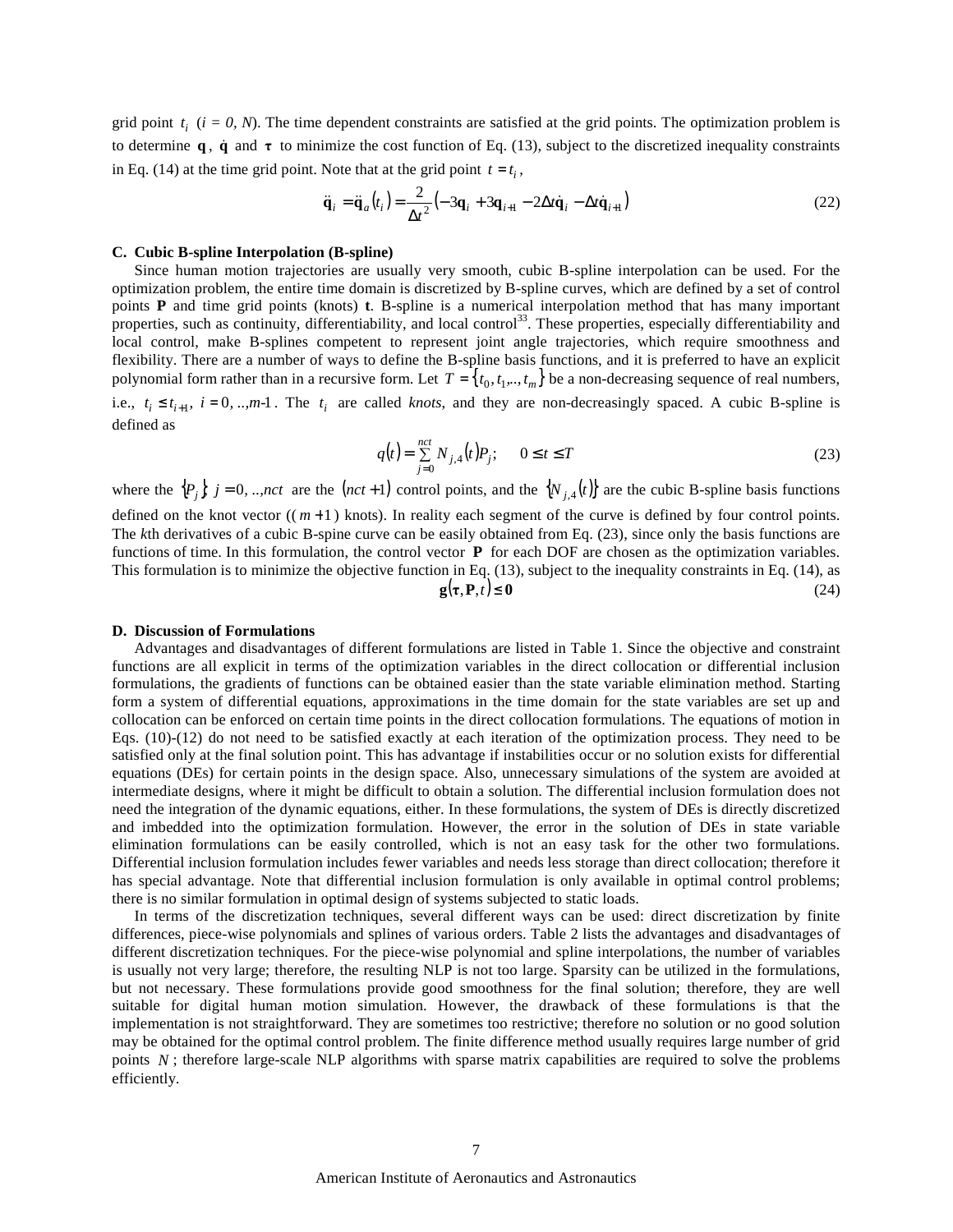grid point $t_i$ ($i = 0, N$). The time dependent constraints are satisfied at the grid points. The optimization problem is to determine $\mathbf{q}$, $\dot{\mathbf{q}}$ and $\boldsymbol{\tau}$ to minimize the cost function of Eq. (13), subject to the discretized inequality constraints in Eq. (14) at the time grid point. Note that at the grid point $t = t_i$,

$$\ddot{\mathbf{q}}_i = \ddot{\mathbf{q}}_a(t_i) = \frac{2}{\Delta t^2}\left(-3\mathbf{q}_i + 3\mathbf{q}_{i+1} - 2\Delta t\dot{\mathbf{q}}_i - \Delta t\dot{\mathbf{q}}_{i+1}\right) \tag{22}$$

### C. Cubic B-spline Interpolation (B-spline)

Since human motion trajectories are usually very smooth, cubic B-spline interpolation can be used. For the optimization problem, the entire time domain is discretized by B-spline curves, which are defined by a set of control points **P** and time grid points (knots) **t**. B-spline is a numerical interpolation method that has many important properties, such as continuity, differentiability, and local control[33]. These properties, especially differentiability and local control, make B-splines competent to represent joint angle trajectories, which require smoothness and flexibility. There are a number of ways to define the B-spline basis functions, and it is preferred to have an explicit polynomial form rather than in a recursive form. Let $T = \{t_0, t_1,.., t_m\}$ be a non-decreasing sequence of real numbers, i.e., $t_i \le t_{i+1}$, $i = 0, .., m\text{-}1$. The $t_i$ are called *knots*, and they are non-decreasingly spaced. A cubic B-spline is defined as

$$q(t) = \sum_{j=0}^{nct} N_{j,4}(t)P_j; \qquad 0 \le t \le T \tag{23}$$

where the $\{P_j\}$ $j = 0, .., nct$ are the $(nct+1)$ control points, and the $\{N_{j,4}(t)\}$ are the cubic B-spline basis functions defined on the knot vector ($(m+1)$ knots). In reality each segment of the curve is defined by four control points. The *k*th derivatives of a cubic B-spine curve can be easily obtained from Eq. (23), since only the basis functions are functions of time. In this formulation, the control vector **P** for each DOF are chosen as the optimization variables. This formulation is to minimize the objective function in Eq. (13), subject to the inequality constraints in Eq. (14), as

$$\mathbf{g}(\boldsymbol{\tau}, \mathbf{P}, t) \le \mathbf{0} \tag{24}$$

### D. Discussion of Formulations

Advantages and disadvantages of different formulations are listed in Table 1. Since the objective and constraint functions are all explicit in terms of the optimization variables in the direct collocation or differential inclusion formulations, the gradients of functions can be obtained easier than the state variable elimination method. Starting form a system of differential equations, approximations in the time domain for the state variables are set up and collocation can be enforced on certain time points in the direct collocation formulations. The equations of motion in Eqs. (10)-(12) do not need to be satisfied exactly at each iteration of the optimization process. They need to be satisfied only at the final solution point. This has advantage if instabilities occur or no solution exists for differential equations (DEs) for certain points in the design space. Also, unnecessary simulations of the system are avoided at intermediate designs, where it might be difficult to obtain a solution. The differential inclusion formulation does not need the integration of the dynamic equations, either. In these formulations, the system of DEs is directly discretized and imbedded into the optimization formulation. However, the error in the solution of DEs in state variable elimination formulations can be easily controlled, which is not an easy task for the other two formulations. Differential inclusion formulation includes fewer variables and needs less storage than direct collocation; therefore it has special advantage. Note that differential inclusion formulation is only available in optimal control problems; there is no similar formulation in optimal design of systems subjected to static loads.

In terms of the discretization techniques, several different ways can be used: direct discretization by finite differences, piece-wise polynomials and splines of various orders. Table 2 lists the advantages and disadvantages of different discretization techniques. For the piece-wise polynomial and spline interpolations, the number of variables is usually not very large; therefore, the resulting NLP is not too large. Sparsity can be utilized in the formulations, but not necessary. These formulations provide good smoothness for the final solution; therefore, they are well suitable for digital human motion simulation. However, the drawback of these formulations is that the implementation is not straightforward. They are sometimes too restrictive; therefore no solution or no good solution may be obtained for the optimal control problem. The finite difference method usually requires large number of grid points $N$; therefore large-scale NLP algorithms with sparse matrix capabilities are required to solve the problems efficiently.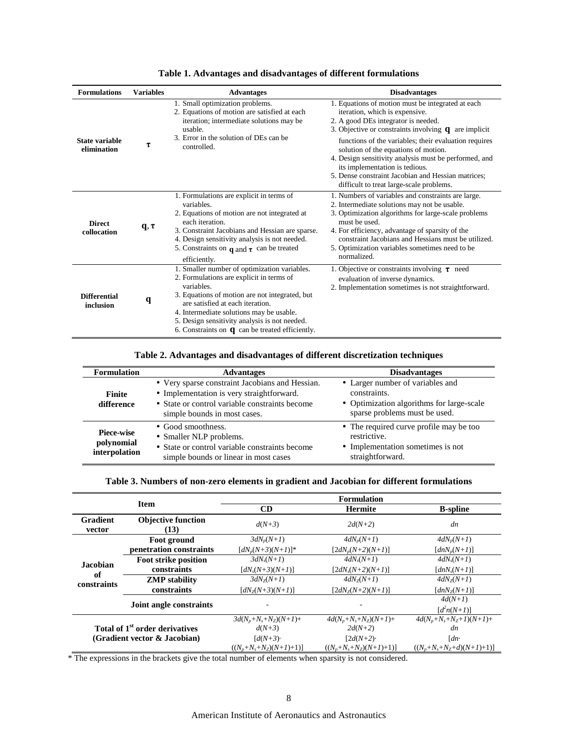**Table 1. Advantages and disadvantages of different formulations**

| Formulations | Variables | Advantages | Disadvantages |
|---|---|---|---|
| **State variable elimination** | $\boldsymbol{\tau}$ | 1. Small optimization problems.<br>2. Equations of motion are satisfied at each iteration; intermediate solutions may be usable.<br>3. Error in the solution of DEs can be controlled. | 1. Equations of motion must be integrated at each iteration, which is expensive.<br>2. A good DEs integrator is needed.<br>3. Objective or constraints involving $\mathbf{q}$ are implicit functions of the variables; their evaluation requires solution of the equations of motion.<br>4. Design sensitivity analysis must be performed, and its implementation is tedious.<br>5. Dense constraint Jacobian and Hessian matrices; difficult to treat large-scale problems. |
| **Direct collocation** | $\mathbf{q}, \boldsymbol{\tau}$ | 1. Formulations are explicit in terms of variables.<br>2. Equations of motion are not integrated at each iteration.<br>3. Constraint Jacobians and Hessian are sparse.<br>4. Design sensitivity analysis is not needed.<br>5. Constraints on $\mathbf{q}$ and $\boldsymbol{\tau}$ can be treated efficiently. | 1. Numbers of variables and constraints are large.<br>2. Intermediate solutions may not be usable.<br>3. Optimization algorithms for large-scale problems must be used.<br>4. For efficiency, advantage of sparsity of the constraint Jacobians and Hessians must be utilized.<br>5. Optimization variables sometimes need to be normalized. |
| **Differential inclusion** | $\mathbf{q}$ | 1. Smaller number of optimization variables.<br>2. Formulations are explicit in terms of variables.<br>3. Equations of motion are not integrated, but are satisfied at each iteration.<br>4. Intermediate solutions may be usable.<br>5. Design sensitivity analysis is not needed.<br>6. Constraints on $\mathbf{q}$ can be treated efficiently. | 1. Objective or constraints involving $\boldsymbol{\tau}$ need evaluation of inverse dynamics.<br>2. Implementation sometimes is not straightforward. |

**Table 2. Advantages and disadvantages of different discretization techniques**

| Formulation | Advantages | Disadvantages |
|---|---|---|
| **Finite difference** | • Very sparse constraint Jacobians and Hessian.<br>• Implementation is very straightforward.<br>• State or control variable constraints become simple bounds in most cases. | • Larger number of variables and constraints.<br>• Optimization algorithms for large-scale sparse problems must be used. |
| **Piece-wise polynomial interpolation** | • Good smoothness.<br>• Smaller NLP problems.<br>• State or control variable constraints become simple bounds or linear in most cases | • The required curve profile may be too restrictive.<br>• Implementation sometimes is not straightforward. |

**Table 3. Numbers of non-zero elements in gradient and Jacobian for different formulations**

| Item | | Formulation | | |
|---|---|---|---|---|
| | | **CD** | **Hermite** | **B-spline** |
| **Gradient vector** | **Objective function (13)** | $d(N+3)$ | $2d(N+2)$ | $dn$ |
| **Jacobian of constraints** | **Foot ground penetration constraints** | $3dN_p(N+1)$<br>$[dN_p(N+3)(N+1)]$* | $4dN_p(N+1)$<br>$[2dN_p(N+2)(N+1)]$ | $4dN_p(N+1)$<br>$[dnN_p(N+1)]$ |
| | **Foot strike position constraints** | $3dN_s(N+1)$<br>$[dN_s(N+3)(N+1)]$ | $4dN_s(N+1)$<br>$[2dN_s(N+2)(N+1)]$ | $4dN_s(N+1)$<br>$[dnN_s(N+1)]$ |
| | **ZMP stability constraints** | $3dN_Z(N+1)$<br>$[dN_Z(N+3)(N+1)]$ | $4dN_Z(N+1)$<br>$[2dN_Z(N+2)(N+1)]$ | $4dN_Z(N+1)$<br>$[dnN_Z(N+1)]$ |
| | **Joint angle constraints** | - | - | $4d(N+1)$<br>$[d^2n(N+1)]$ |
| **Total of 1st order derivatives (Gradient vector & Jacobian)** | | $3d(N_p+N_s+N_Z)(N+1)+d(N+3)$<br>$[d(N+3)\cdot((N_p+N_s+N_Z)(N+1)+1)]$ | $4d(N_p+N_s+N_Z)(N+1)+2d(N+2)$<br>$[2d(N+2)\cdot((N_p+N_s+N_Z)(N+1)+1)]$ | $4d(N_p+N_s+N_Z+1)(N+1)+dn$<br>$[dn\cdot((N_p+N_s+N_Z+d)(N+1)+1)]$ |

\* The expressions in the brackets give the total number of elements when sparsity is not considered.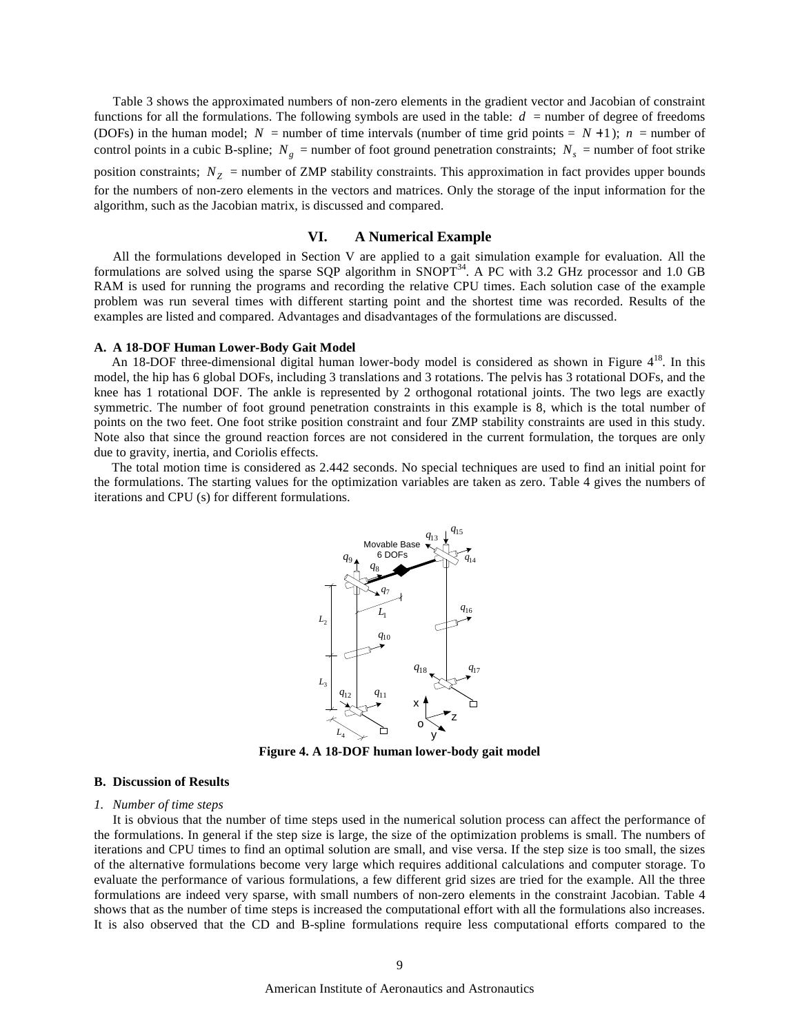Table 3 shows the approximated numbers of non-zero elements in the gradient vector and Jacobian of constraint functions for all the formulations. The following symbols are used in the table: $d$ = number of degree of freedoms (DOFs) in the human model; $N$ = number of time intervals (number of time grid points = $N+1$); $n$ = number of control points in a cubic B-spline; $N_g$ = number of foot ground penetration constraints; $N_s$ = number of foot strike position constraints; $N_Z$ = number of ZMP stability constraints. This approximation in fact provides upper bounds for the numbers of non-zero elements in the vectors and matrices. Only the storage of the input information for the algorithm, such as the Jacobian matrix, is discussed and compared.

## VI. A Numerical Example

All the formulations developed in Section V are applied to a gait simulation example for evaluation. All the formulations are solved using the sparse SQP algorithm in SNOPT[34]. A PC with 3.2 GHz processor and 1.0 GB RAM is used for running the programs and recording the relative CPU times. Each solution case of the example problem was run several times with different starting point and the shortest time was recorded. Results of the examples are listed and compared. Advantages and disadvantages of the formulations are discussed.

### A. A 18-DOF Human Lower-Body Gait Model

An 18-DOF three-dimensional digital human lower-body model is considered as shown in Figure 4[18]. In this model, the hip has 6 global DOFs, including 3 translations and 3 rotations. The pelvis has 3 rotational DOFs, and the knee has 1 rotational DOF. The ankle is represented by 2 orthogonal rotational joints. The two legs are exactly symmetric. The number of foot ground penetration constraints in this example is 8, which is the total number of points on the two feet. One foot strike position constraint and four ZMP stability constraints are used in this study. Note also that since the ground reaction forces are not considered in the current formulation, the torques are only due to gravity, inertia, and Coriolis effects.

The total motion time is considered as 2.442 seconds. No special techniques are used to find an initial point for the formulations. The starting values for the optimization variables are taken as zero. Table 4 gives the numbers of iterations and CPU (s) for different formulations.

**Figure 4. A 18-DOF human lower-body gait model**

### B. Discussion of Results

*1. Number of time steps*

It is obvious that the number of time steps used in the numerical solution process can affect the performance of the formulations. In general if the step size is large, the size of the optimization problems is small. The numbers of iterations and CPU times to find an optimal solution are small, and vise versa. If the step size is too small, the sizes of the alternative formulations become very large which requires additional calculations and computer storage. To evaluate the performance of various formulations, a few different grid sizes are tried for the example. All the three formulations are indeed very sparse, with small numbers of non-zero elements in the constraint Jacobian. Table 4 shows that as the number of time steps is increased the computational effort with all the formulations also increases. It is also observed that the CD and B-spline formulations require less computational efforts compared to the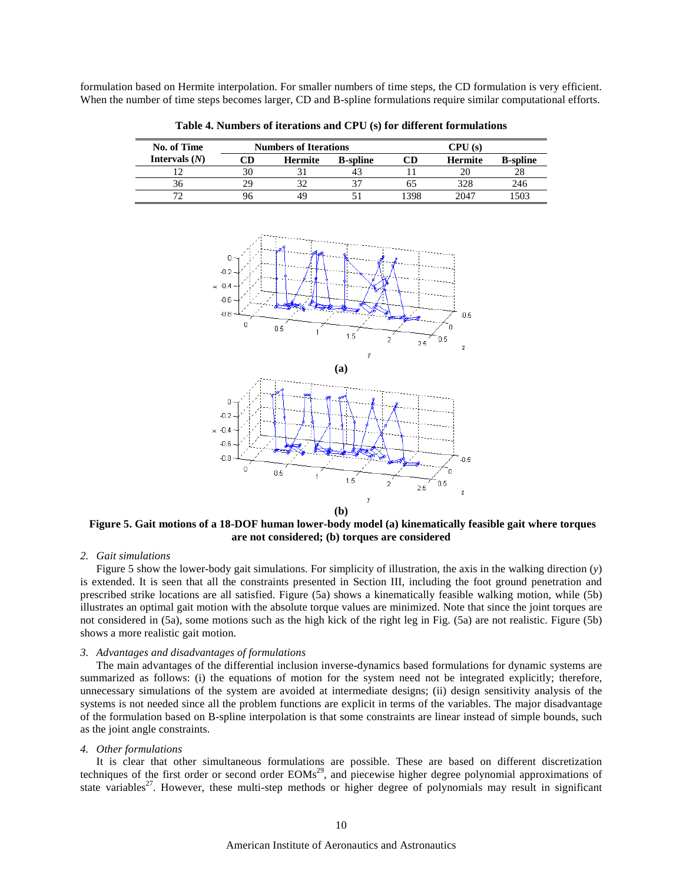formulation based on Hermite interpolation. For smaller numbers of time steps, the CD formulation is very efficient. When the number of time steps becomes larger, CD and B-spline formulations require similar computational efforts.

**Table 4. Numbers of iterations and CPU (s) for different formulations**

| No. of Time Intervals ($N$) | Numbers of Iterations | | | CPU (s) | | |
|---|---|---|---|---|---|---|
| | CD | Hermite | B-spline | CD | Hermite | B-spline |
| 12 | 30 | 31 | 43 | 11 | 20 | 28 |
| 36 | 29 | 32 | 37 | 65 | 328 | 246 |
| 72 | 96 | 49 | 51 | 1398 | 2047 | 1503 |

**Figure 5. Gait motions of a 18-DOF human lower-body model (a) kinematically feasible gait where torques are not considered; (b) torques are considered**

*2. Gait simulations*

Figure 5 show the lower-body gait simulations. For simplicity of illustration, the axis in the walking direction ($y$) is extended. It is seen that all the constraints presented in Section III, including the foot ground penetration and prescribed strike locations are all satisfied. Figure (5a) shows a kinematically feasible walking motion, while (5b) illustrates an optimal gait motion with the absolute torque values are minimized. Note that since the joint torques are not considered in (5a), some motions such as the high kick of the right leg in Fig. (5a) are not realistic. Figure (5b) shows a more realistic gait motion.

*3. Advantages and disadvantages of formulations*

The main advantages of the differential inclusion inverse-dynamics based formulations for dynamic systems are summarized as follows: (i) the equations of motion for the system need not be integrated explicitly; therefore, unnecessary simulations of the system are avoided at intermediate designs; (ii) design sensitivity analysis of the systems is not needed since all the problem functions are explicit in terms of the variables. The major disadvantage of the formulation based on B-spline interpolation is that some constraints are linear instead of simple bounds, such as the joint angle constraints.

*4. Other formulations*

It is clear that other simultaneous formulations are possible. These are based on different discretization techniques of the first order or second order EOMs[29], and piecewise higher degree polynomial approximations of state variables[27]. However, these multi-step methods or higher degree of polynomials may result in significant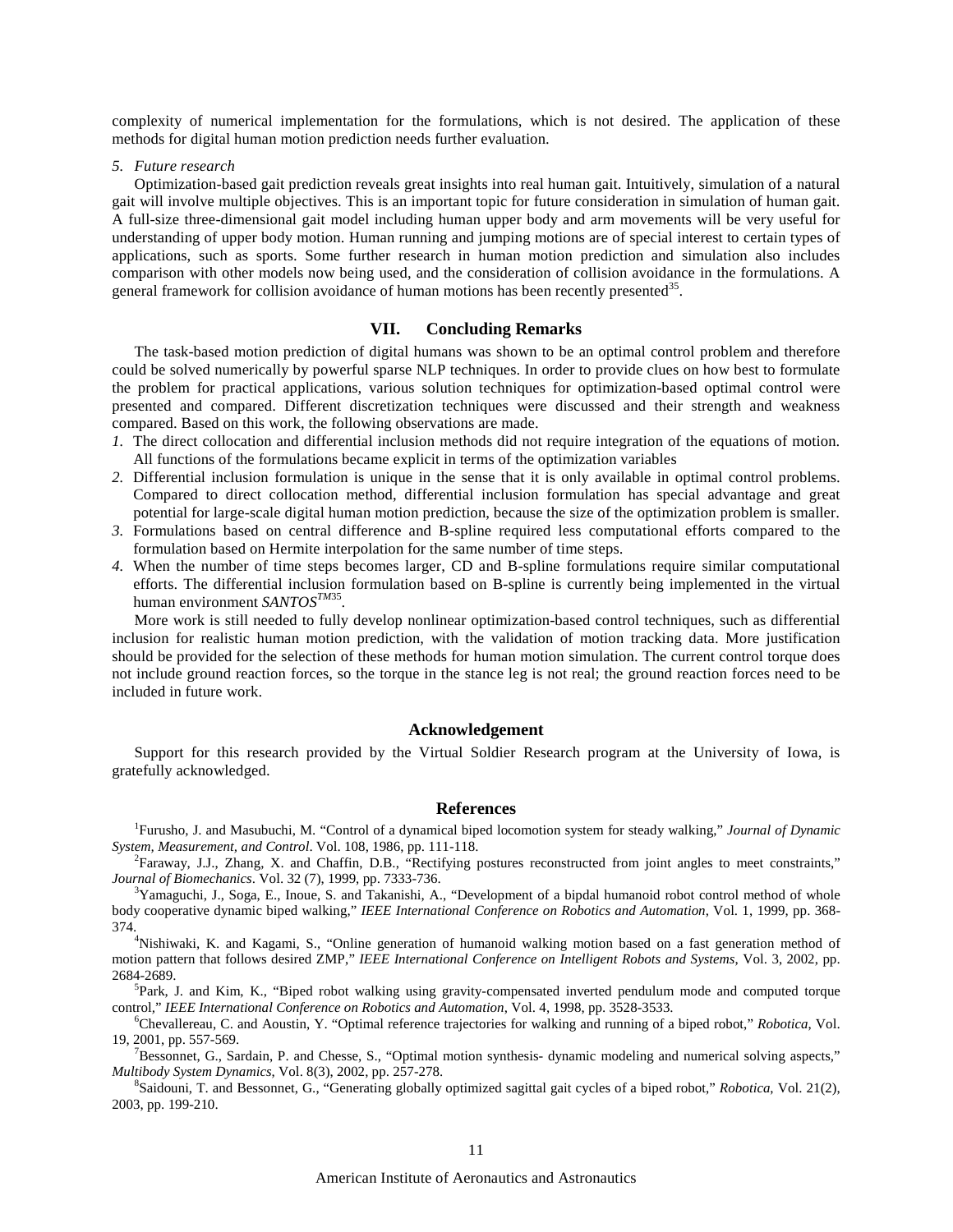complexity of numerical implementation for the formulations, which is not desired. The application of these methods for digital human motion prediction needs further evaluation.

*5. Future research*

Optimization-based gait prediction reveals great insights into real human gait. Intuitively, simulation of a natural gait will involve multiple objectives. This is an important topic for future consideration in simulation of human gait. A full-size three-dimensional gait model including human upper body and arm movements will be very useful for understanding of upper body motion. Human running and jumping motions are of special interest to certain types of applications, such as sports. Some further research in human motion prediction and simulation also includes comparison with other models now being used, and the consideration of collision avoidance in the formulations. A general framework for collision avoidance of human motions has been recently presented[35].

## VII. Concluding Remarks

The task-based motion prediction of digital humans was shown to be an optimal control problem and therefore could be solved numerically by powerful sparse NLP techniques. In order to provide clues on how best to formulate the problem for practical applications, various solution techniques for optimization-based optimal control were presented and compared. Different discretization techniques were discussed and their strength and weakness compared. Based on this work, the following observations are made.

1. The direct collocation and differential inclusion methods did not require integration of the equations of motion. All functions of the formulations became explicit in terms of the optimization variables
2. Differential inclusion formulation is unique in the sense that it is only available in optimal control problems. Compared to direct collocation method, differential inclusion formulation has special advantage and great potential for large-scale digital human motion prediction, because the size of the optimization problem is smaller.
3. Formulations based on central difference and B-spline required less computational efforts compared to the formulation based on Hermite interpolation for the same number of time steps.
4. When the number of time steps becomes larger, CD and B-spline formulations require similar computational efforts. The differential inclusion formulation based on B-spline is currently being implemented in the virtual human environment *SANTOS™*[35].

More work is still needed to fully develop nonlinear optimization-based control techniques, such as differential inclusion for realistic human motion prediction, with the validation of motion tracking data. More justification should be provided for the selection of these methods for human motion simulation. The current control torque does not include ground reaction forces, so the torque in the stance leg is not real; the ground reaction forces need to be included in future work.

## Acknowledgement

Support for this research provided by the Virtual Soldier Research program at the University of Iowa, is gratefully acknowledged.

## References

[1] Furusho, J. and Masubuchi, M. "Control of a dynamical biped locomotion system for steady walking," *Journal of Dynamic System, Measurement, and Control*. Vol. 108, 1986, pp. 111-118.

[2] Faraway, J.J., Zhang, X. and Chaffin, D.B., "Rectifying postures reconstructed from joint angles to meet constraints," *Journal of Biomechanics*. Vol. 32 (7), 1999, pp. 7333-736.

[3] Yamaguchi, J., Soga, E., Inoue, S. and Takanishi, A., "Development of a bipdal humanoid robot control method of whole body cooperative dynamic biped walking," *IEEE International Conference on Robotics and Automation*, Vol. 1, 1999, pp. 368-374.

[4] Nishiwaki, K. and Kagami, S., "Online generation of humanoid walking motion based on a fast generation method of motion pattern that follows desired ZMP," *IEEE International Conference on Intelligent Robots and Systems*, Vol. 3, 2002, pp. 2684-2689.

[5] Park, J. and Kim, K., "Biped robot walking using gravity-compensated inverted pendulum mode and computed torque control," *IEEE International Conference on Robotics and Automation*, Vol. 4, 1998, pp. 3528-3533.

[6] Chevallereau, C. and Aoustin, Y. "Optimal reference trajectories for walking and running of a biped robot," *Robotica*, Vol. 19, 2001, pp. 557-569.

[7] Bessonnet, G., Sardain, P. and Chesse, S., "Optimal motion synthesis- dynamic modeling and numerical solving aspects," *Multibody System Dynamics*, Vol. 8(3), 2002, pp. 257-278.

[8] Saidouni, T. and Bessonnet, G., "Generating globally optimized sagittal gait cycles of a biped robot," *Robotica*, Vol. 21(2), 2003, pp. 199-210.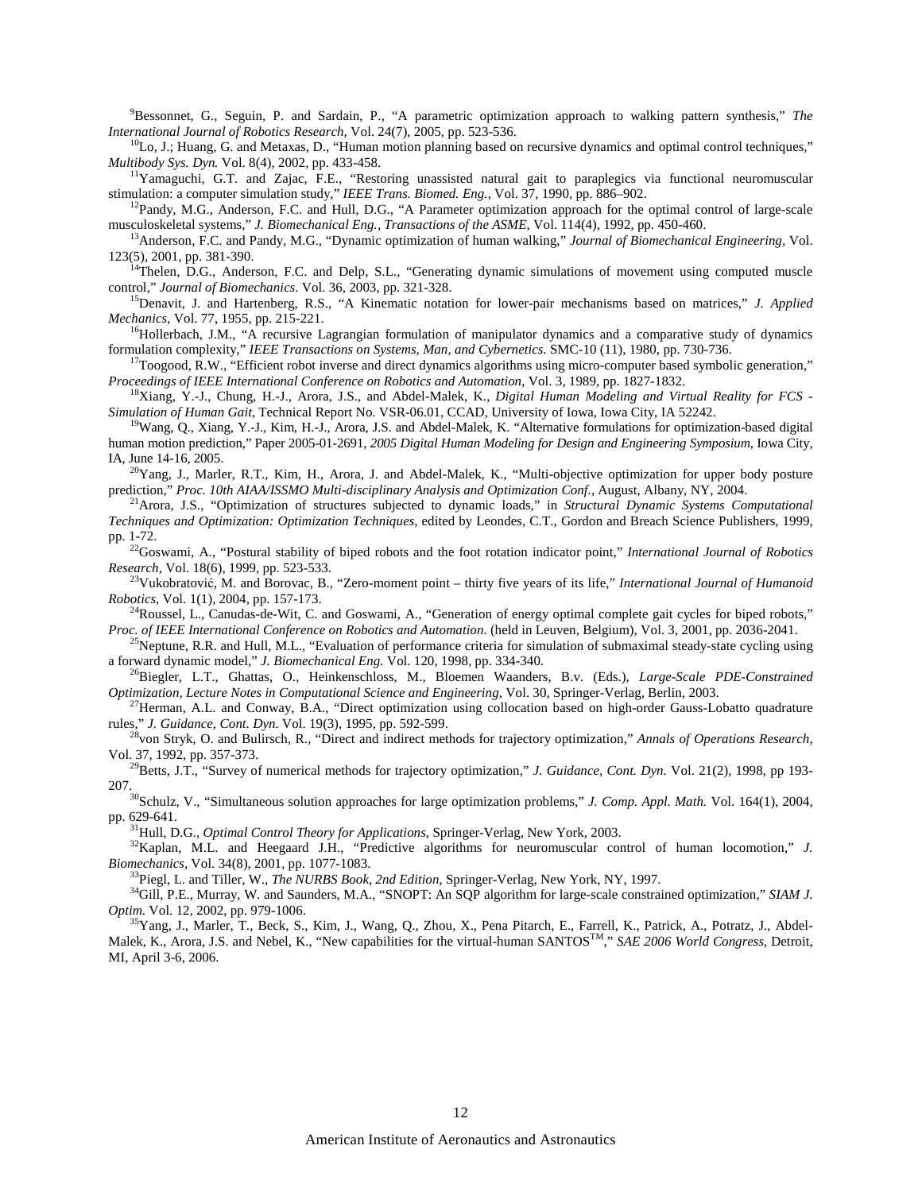[9]Bessonnet, G., Seguin, P. and Sardain, P., "A parametric optimization approach to walking pattern synthesis," *The International Journal of Robotics Research*, Vol. 24(7), 2005, pp. 523-536.

[10]Lo, J.; Huang, G. and Metaxas, D., "Human motion planning based on recursive dynamics and optimal control techniques," *Multibody Sys. Dyn.* Vol. 8(4), 2002, pp. 433-458.

[11]Yamaguchi, G.T. and Zajac, F.E., "Restoring unassisted natural gait to paraplegics via functional neuromuscular stimulation: a computer simulation study," *IEEE Trans. Biomed. Eng.*, Vol. 37, 1990, pp. 886–902.

[12]Pandy, M.G., Anderson, F.C. and Hull, D.G., "A Parameter optimization approach for the optimal control of large-scale musculoskeletal systems," *J. Biomechanical Eng., Transactions of the ASME*, Vol. 114(4), 1992, pp. 450-460.

[13]Anderson, F.C. and Pandy, M.G., "Dynamic optimization of human walking," *Journal of Biomechanical Engineering*, Vol. 123(5), 2001, pp. 381-390.

[14]Thelen, D.G., Anderson, F.C. and Delp, S.L., "Generating dynamic simulations of movement using computed muscle control," *Journal of Biomechanics*. Vol. 36, 2003, pp. 321-328.

[15]Denavit, J. and Hartenberg, R.S., "A Kinematic notation for lower-pair mechanisms based on matrices," *J. Applied Mechanics*, Vol. 77, 1955, pp. 215-221.

[16]Hollerbach, J.M., "A recursive Lagrangian formulation of manipulator dynamics and a comparative study of dynamics formulation complexity," *IEEE Transactions on Systems, Man, and Cybernetics*. SMC-10 (11), 1980, pp. 730-736.

[17]Toogood, R.W., "Efficient robot inverse and direct dynamics algorithms using micro-computer based symbolic generation," *Proceedings of IEEE International Conference on Robotics and Automation*, Vol. 3, 1989, pp. 1827-1832.

[18]Xiang, Y.-J., Chung, H.-J., Arora, J.S., and Abdel-Malek, K., *Digital Human Modeling and Virtual Reality for FCS - Simulation of Human Gait*, Technical Report No. VSR-06.01, CCAD, University of Iowa, Iowa City, IA 52242.

[19]Wang, Q., Xiang, Y.-J., Kim, H.-J., Arora, J.S. and Abdel-Malek, K. "Alternative formulations for optimization-based digital human motion prediction," Paper 2005-01-2691, *2005 Digital Human Modeling for Design and Engineering Symposium*, Iowa City, IA, June 14-16, 2005.

[20]Yang, J., Marler, R.T., Kim, H., Arora, J. and Abdel-Malek, K., "Multi-objective optimization for upper body posture prediction," *Proc. 10th AIAA/ISSMO Multi-disciplinary Analysis and Optimization Conf.*, August, Albany, NY, 2004.

[21]Arora, J.S., "Optimization of structures subjected to dynamic loads," in *Structural Dynamic Systems Computational Techniques and Optimization: Optimization Techniques*, edited by Leondes, C.T., Gordon and Breach Science Publishers, 1999, pp. 1-72.

[22]Goswami, A., "Postural stability of biped robots and the foot rotation indicator point," *International Journal of Robotics Research*, Vol. 18(6), 1999, pp. 523-533.

[23]Vukobratović, M. and Borovac, B., "Zero-moment point – thirty five years of its life," *International Journal of Humanoid Robotics*, Vol. 1(1), 2004, pp. 157-173.

[24]Roussel, L., Canudas-de-Wit, C. and Goswami, A., "Generation of energy optimal complete gait cycles for biped robots," *Proc. of IEEE International Conference on Robotics and Automation*. (held in Leuven, Belgium), Vol. 3, 2001, pp. 2036-2041.

[25]Neptune, R.R. and Hull, M.L., "Evaluation of performance criteria for simulation of submaximal steady-state cycling using a forward dynamic model," *J. Biomechanical Eng.* Vol. 120, 1998, pp. 334-340.

[26]Biegler, L.T., Ghattas, O., Heinkenschloss, M., Bloemen Waanders, B.v. (Eds.), *Large-Scale PDE-Constrained Optimization, Lecture Notes in Computational Science and Engineering*, Vol. 30, Springer-Verlag, Berlin, 2003.

[27]Herman, A.L. and Conway, B.A., "Direct optimization using collocation based on high-order Gauss-Lobatto quadrature rules," *J. Guidance, Cont. Dyn.* Vol. 19(3), 1995, pp. 592-599.

[28]von Stryk, O. and Bulirsch, R., "Direct and indirect methods for trajectory optimization," *Annals of Operations Research*, Vol. 37, 1992, pp. 357-373.

[29]Betts, J.T., "Survey of numerical methods for trajectory optimization," *J. Guidance, Cont. Dyn.* Vol. 21(2), 1998, pp 193-207.

[30]Schulz, V., "Simultaneous solution approaches for large optimization problems," *J. Comp. Appl. Math.* Vol. 164(1), 2004, pp. 629-641.

[31]Hull, D.G., *Optimal Control Theory for Applications*, Springer-Verlag, New York, 2003.

[32]Kaplan, M.L. and Heegaard J.H., "Predictive algorithms for neuromuscular control of human locomotion," *J. Biomechanics*, Vol. 34(8), 2001, pp. 1077-1083.

[33]Piegl, L. and Tiller, W., *The NURBS Book, 2nd Edition*, Springer-Verlag, New York, NY, 1997.

[34]Gill, P.E., Murray, W. and Saunders, M.A., "SNOPT: An SQP algorithm for large-scale constrained optimization," *SIAM J. Optim.* Vol. 12, 2002, pp. 979-1006.

[35]Yang, J., Marler, T., Beck, S., Kim, J., Wang, Q., Zhou, X., Pena Pitarch, E., Farrell, K., Patrick, A., Potratz, J., Abdel-Malek, K., Arora, J.S. and Nebel, K., "New capabilities for the virtual-human SANTOS™," *SAE 2006 World Congress*, Detroit, MI, April 3-6, 2006.